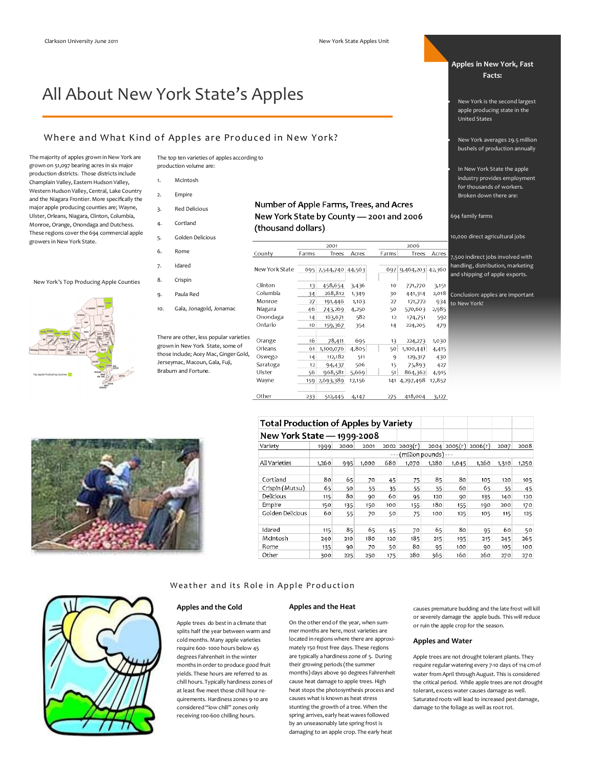# All About New York State's Apples

## Where and What Kind of Apples are Produced in New York?

The majority of apples grown in New York are grown on 51,097 bearing acres in six major production districts. Those districts include Champlain Valley, Eastern Hudson Valley, Western Hudson Valley, Central, Lake Country and the Niagara Frontier. More specifically the major apple producing counties are; Wayne, Ulster, Orleans, Niagara, Clinton, Columbia, Monroe, Orange, Onondaga and Dutchess. These regions cover the 694 commercial apple growers in New York State.

New York's Top Producing Apple Counties

The top ten varieties of apples according to production volume are:

1. McIntosh
2. Empire
3. Red Delicious
4. Cortland
5. Golden Delicious
6. Rome
7. Idared
8. Crispin
9. Paula Red
10. Gala, Jonagold, Jonamac

There are other, less popular varieties grown in New York State, some of those include; Acey Mac, Ginger Gold, Jerseymac, Macoun, Gala, Fuji, Braburn and Fortune.

### Number of Apple Farms, Trees, and Acres New York State by County — 2001 and 2006 (thousand dollars)

| County | 2001 Farms | 2001 Trees | 2001 Acres | 2006 Farms | 2006 Trees | 2006 Acres |
|---|---|---|---|---|---|---|
| New York State | 695 | 7,544,740 | 44,563 | 697 | 9,464,203 | 42,360 |
| Clinton | 13 | 458,654 | 3,436 | 10 | 771,770 | 3,151 |
| Columbia | 34 | 268,812 | 1,349 | 30 | 441,314 | 2,018 |
| Monroe | 27 | 191,446 | 1,103 | 27 | 171,772 | 934 |
| Niagara | 46 | 743,269 | 4,250 | 50 | 570,603 | 2,985 |
| Onondaga | 14 | 163,671 | 582 | 12 | 174,751 | 592 |
| Ontario | 10 | 159,367 | 354 | 14 | 224,205 | 479 |
| Orange | 16 | 78,411 | 695 | 13 | 224,273 | 1,030 |
| Orleans | 61 | 1,100,076 | 4,805 | 50 | 1,100,441 | 4,415 |
| Oswego | 14 | 112,182 | 511 | 9 | 129,317 | 430 |
| Saratoga | 12 | 94,437 | 506 | 15 | 75,893 | 427 |
| Ulster | 56 | 968,581 | 5,669 | 51 | 864,362 | 4,915 |
| Wayne | 159 | 2,693,389 | 17,156 | 141 | 4,297,498 | 17,857 |
| Other | 233 | 512,445 | 4,147 | 275 | 418,004 | 3,127 |

### Total Production of Apples by Variety New York State — 1999-2008

| Variety | 1999 | 2000 | 2001 | 2002 | 2003(r) | 2004 | 2005(r) | 2006(r) | 2007 | 2008 |
|---|---|---|---|---|---|---|---|---|---|---|
| | ---(million pounds)--- | | | | | | | | | |
| All Varieties | 1,260 | 995 | 1,000 | 680 | 1,070 | 1,280 | 1,045 | 1,260 | 1,310 | 1,250 |
| Cortland | 80 | 65 | 70 | 45 | 75 | 85 | 80 | 105 | 120 | 105 |
| Crispin (Mutsu) | 65 | 50 | 55 | 35 | 55 | 55 | 60 | 65 | 55 | 45 |
| Delicious | 115 | 80 | 90 | 60 | 95 | 120 | 90 | 135 | 140 | 120 |
| Empire | 150 | 135 | 150 | 100 | 155 | 180 | 155 | 190 | 200 | 170 |
| Golden Delicious | 60 | 55 | 70 | 50 | 75 | 100 | 125 | 105 | 115 | 125 |
| Idared | 115 | 85 | 65 | 45 | 70 | 65 | 80 | 95 | 60 | 50 |
| McIntosh | 240 | 210 | 180 | 120 | 185 | 215 | 195 | 215 | 245 | 265 |
| Rome | 135 | 90 | 70 | 50 | 80 | 95 | 100 | 90 | 105 | 100 |
| Other | 300 | 225 | 250 | 175 | 280 | 365 | 160 | 260 | 270 | 270 |

## Weather and its Role in Apple Production

### Apples and the Cold

Apple trees do best in a climate that splits half the year between warm and cold months. Many apple varieties require 600- 1000 hours below 45 degrees Fahrenheit in the winter months in order to produce good fruit yields. These hours are referred to as chill hours. Typically hardiness zones of at least five meet those chill hour requirements. Hardiness zones 9-10 are considered "low chill" zones only receiving 100-600 chilling hours.

### Apples and the Heat

On the other end of the year, when summer months are here, most varieties are located in regions where there are approximately 150 frost free days. These regions are typically a hardiness zone of 5. During their growing periods (the summer months) days above 90 degrees Fahrenheit cause heat damage to apple trees. High heat stops the photosynthesis process and causes what is known as heat stress stunting the growth of a tree. When the spring arrives, early heat waves followed by an unseasonably late spring frost is damaging to an apple crop. The early heat causes premature budding and the late frost will kill or severely damage the apple buds. This will reduce or ruin the apple crop for the season.

### Apples and Water

Apple trees are not drought tolerant plants. They require regular watering every 7-10 days of 114 cm of water from April through August. This is considered the critical period. While apple trees are not drought tolerant, excess water causes damage as well. Saturated roots will lead to increased pest damage, damage to the foliage as well as root rot.

### Apples in New York, Fast Facts:

- New York is the second largest apple producing state in the United States
- New York averages 29.5 million bushels of production annually
- In New York State the apple industry provides employment for thousands of workers. Broken down there are:

694 family farms

10,000 direct agricultural jobs

7,500 indirect jobs involved with handling, distribution, marketing and shipping of apple exports.

Conclusion: apples are important to New York!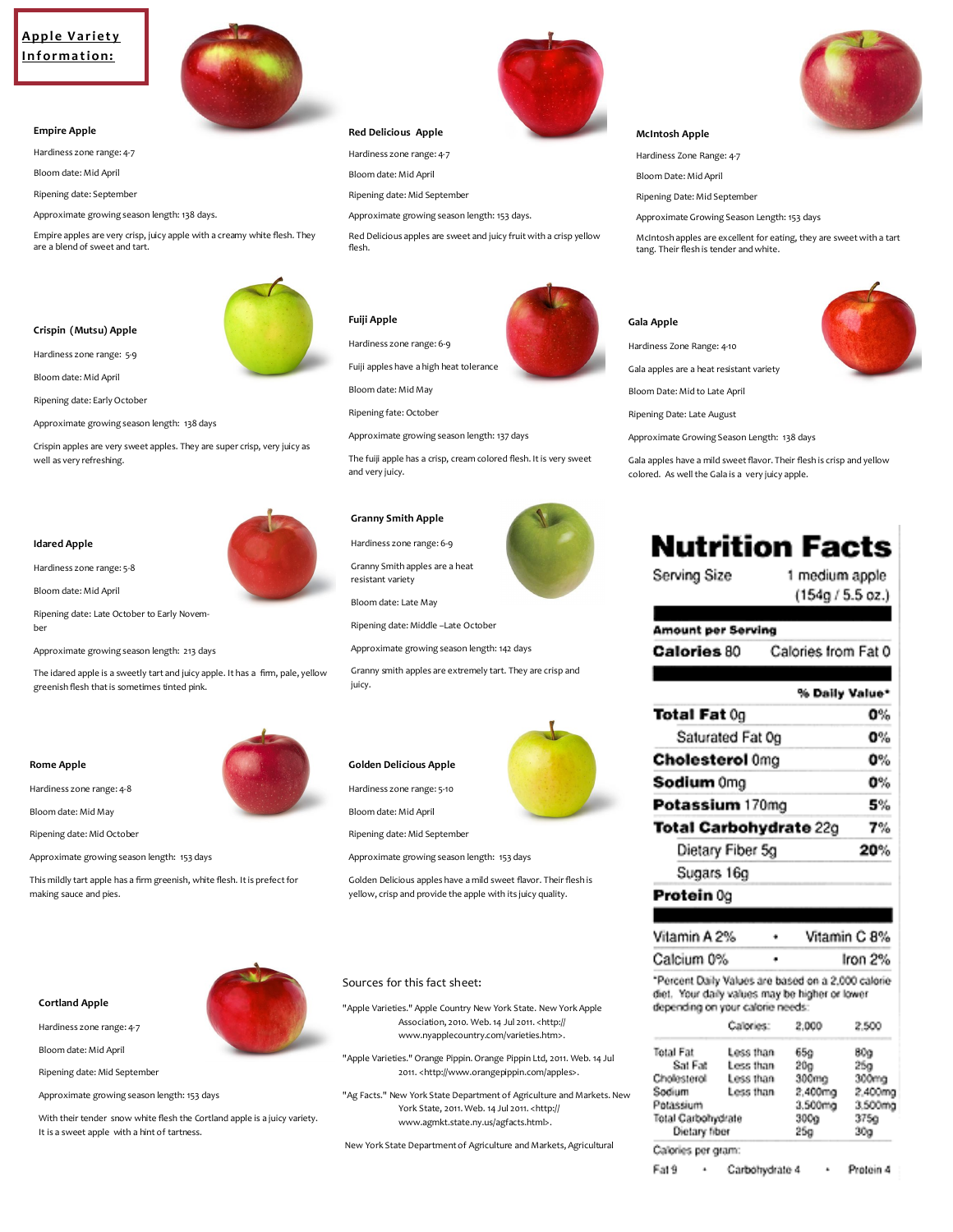# Apple Variety Information:

### Empire Apple

Hardiness zone range: 4-7

Bloom date: Mid April

Ripening date: September

Approximate growing season length: 138 days.

Empire apples are very crisp, juicy apple with a creamy white flesh. They are a blend of sweet and tart.

### Red Delicious Apple

Hardiness zone range: 4-7

Bloom date: Mid April

Ripening date: Mid September

Approximate growing season length: 153 days.

Red Delicious apples are sweet and juicy fruit with a crisp yellow flesh.

### McIntosh Apple

Hardiness Zone Range: 4-7

Bloom Date: Mid April

Ripening Date: Mid September

Approximate Growing Season Length: 153 days

McIntosh apples are excellent for eating, they are sweet with a tart tang. Their flesh is tender and white.

### Crispin (Mutsu) Apple

Hardiness zone range: 5-9

Bloom date: Mid April

Ripening date: Early October

Approximate growing season length: 138 days

Crispin apples are very sweet apples. They are super crisp, very juicy as well as very refreshing.

### Fuiji Apple

Hardiness zone range: 6-9

Fuiji apples have a high heat tolerance

Bloom date: Mid May

Ripening fate: October

Approximate growing season length: 137 days

The fuiji apple has a crisp, cream colored flesh. It is very sweet and very juicy.

### Gala Apple

Hardiness Zone Range: 4-10

Gala apples are a heat resistant variety

Bloom Date: Mid to Late April

Ripening Date: Late August

Approximate Growing Season Length: 138 days

Gala apples have a mild sweet flavor. Their flesh is crisp and yellow colored. As well the Gala is a very juicy apple.

### Idared Apple

Hardiness zone range: 5-8

Bloom date: Mid April

Ripening date: Late October to Early November

Approximate growing season length: 213 days

The idared apple is a sweetly tart and juicy apple. It has a firm, pale, yellow greenish flesh that is sometimes tinted pink.

### Granny Smith Apple

Hardiness zone range: 6-9

Granny Smith apples are a heat resistant variety

Bloom date: Late May

Ripening date: Middle –Late October

Approximate growing season length: 142 days

Granny smith apples are extremely tart. They are crisp and juicy.

### Rome Apple

Hardiness zone range: 4-8

Bloom date: Mid May

Ripening date: Mid October

Approximate growing season length: 153 days

This mildly tart apple has a firm greenish, white flesh. It is prefect for making sauce and pies.

### Golden Delicious Apple

Hardiness zone range: 5-10

Bloom date: Mid April

Ripening date: Mid September

Approximate growing season length: 153 days

Golden Delicious apples have a mild sweet flavor. Their flesh is yellow, crisp and provide the apple with its juicy quality.

### Cortland Apple

Hardiness zone range: 4-7

Bloom date: Mid April

Ripening date: Mid September

Approximate growing season length: 153 days

With their tender snow white flesh the Cortland apple is a juicy variety. It is a sweet apple with a hint of tartness.

## Nutrition Facts

Serving Size 1 medium apple (154g / 5.5 oz.)

**Amount per Serving**

**Calories** 80 Calories from Fat 0

| | % Daily Value* |
|---|---|
| **Total Fat** 0g | 0% |
| Saturated Fat 0g | 0% |
| **Cholesterol** 0mg | 0% |
| **Sodium** 0mg | 0% |
| **Potassium** 170mg | 5% |
| **Total Carbohydrate** 22g | 7% |
| Dietary Fiber 5g | 20% |
| Sugars 16g | |
| **Protein** 0g | |

Vitamin A 2% • Vitamin C 8%

Calcium 0% • Iron 2%

*Percent Daily Values are based on a 2,000 calorie diet. Your daily values may be higher or lower depending on your calorie needs:

| | | 2,000 | 2,500 |
|---|---|---|---|
| Calories: | | 2,000 | 2,500 |
| Total Fat | Less than | 65g | 80g |
| Sat Fat | Less than | 20g | 25g |
| Cholesterol | Less than | 300mg | 300mg |
| Sodium | Less than | 2,400mg | 2,400mg |
| Potassium | | 3,500mg | 3,500mg |
| Total Carbohydrate | | 300g | 375g |
| Dietary fiber | | 25g | 30g |

Calories per gram:

Fat 9 • Carbohydrate 4 • Protein 4

## Sources for this fact sheet:

"Apple Varieties." Apple Country New York State. New York Apple Association, 2010. Web. 14 Jul 2011. <http://www.nyapplecountry.com/varieties.htm>.

"Apple Varieties." Orange Pippin. Orange Pippin Ltd, 2011. Web. 14 Jul 2011. <http://www.orangepippin.com/apples>.

"Ag Facts." New York State Department of Agriculture and Markets. New York State, 2011. Web. 14 Jul 2011. <http://www.agmkt.state.ny.us/agfacts.html>.

New York State Department of Agriculture and Markets, Agricultural